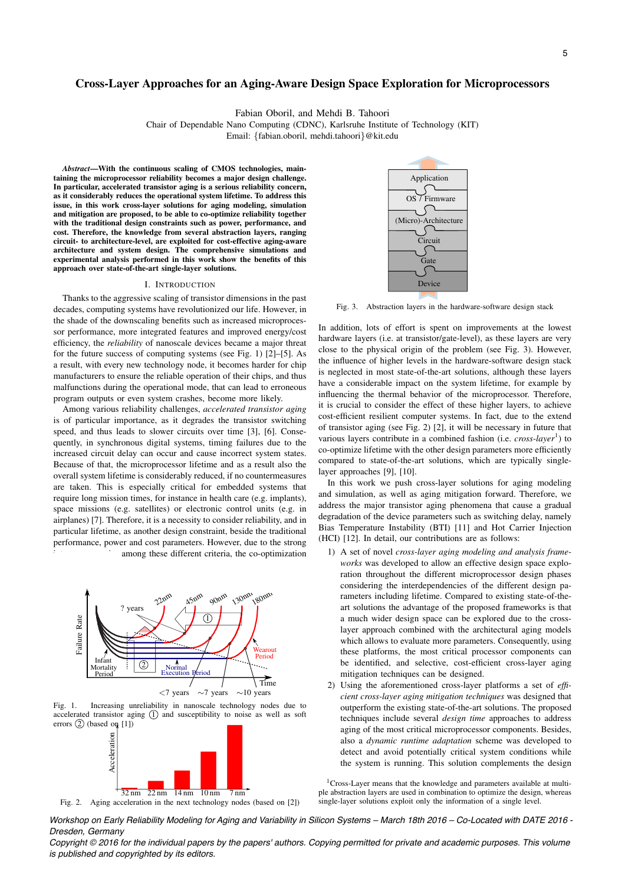# Cross-Layer Approaches for an Aging-Aware Design Space Exploration for Microprocessors

Fabian Oboril, and Mehdi B. Tahoori
Chair of Dependable Nano Computing (CDNC), Karlsruhe Institute of Technology (KIT)
Email: {fabian.oboril, mehdi.tahoori}@kit.edu

***Abstract*—With the continuous scaling of CMOS technologies, maintaining the microprocessor reliability becomes a major design challenge. In particular, accelerated transistor aging is a serious reliability concern, as it considerably reduces the operational system lifetime. To address this issue, in this work cross-layer solutions for aging modeling, simulation and mitigation are proposed, to be able to co-optimize reliability together with the traditional design constraints such as power, performance, and cost. Therefore, the knowledge from several abstraction layers, ranging circuit- to architecture-level, are exploited for cost-effective aging-aware architecture and system design. The comprehensive simulations and experimental analysis performed in this work show the benefits of this approach over state-of-the-art single-layer solutions.**

## I. Introduction

Thanks to the aggressive scaling of transistor dimensions in the past decades, computing systems have revolutionized our life. However, in the shade of the downscaling benefits such as increased microprocessor performance, more integrated features and improved energy/cost efficiency, the *reliability* of nanoscale devices became a major threat for the future success of computing systems (see Fig. 1) [2]–[5]. As a result, with every new technology node, it becomes harder for chip manufacturers to ensure the reliable operation of their chips, and thus malfunctions during the operational mode, that can lead to erroneous program outputs or even system crashes, become more likely.

Among various reliability challenges, *accelerated transistor aging* is of particular importance, as it degrades the transistor switching speed, and thus leads to slower circuits over time [3], [6]. Consequently, in synchronous digital systems, timing failures due to the increased circuit delay can occur and cause incorrect system states. Because of that, the microprocessor lifetime and as a result also the overall system lifetime is considerably reduced, if no countermeasures are taken. This is especially critical for embedded systems that require long mission times, for instance in health care (e.g. implants), space missions (e.g. satellites) or electronic control units (e.g. in airplanes) [7]. Therefore, it is a necessity to consider reliability, and in particular lifetime, as another design constraint, beside the traditional performance, power and cost parameters. However, due to the strong interdependencies among these different criteria, the co-optimization

Fig. 1. Increasing unreliability in nanoscale technology nodes due to accelerated transistor aging (1) and susceptibility to noise as well as soft errors (2) (based on [1])

Fig. 2. Aging acceleration in the next technology nodes (based on [2])

Fig. 3. Abstraction layers in the hardware-software design stack

In addition, lots of effort is spent on improvements at the lowest hardware layers (i.e. at transistor/gate-level), as these layers are very close to the physical origin of the problem (see Fig. 3). However, the influence of higher levels in the hardware-software design stack is neglected in most state-of-the-art solutions, although these layers have a considerable impact on the system lifetime, for example by influencing the thermal behavior of the microprocessor. Therefore, it is crucial to consider the effect of these higher layers, to achieve cost-efficient resilient computer systems. In fact, due to the extend of transistor aging (see Fig. 2) [2], it will be necessary in future that various layers contribute in a combined fashion (i.e. *cross-layer*[1]) to co-optimize lifetime with the other design parameters more efficiently compared to state-of-the-art solutions, which are typically single-layer approaches [9], [10].

In this work we push cross-layer solutions for aging modeling and simulation, as well as aging mitigation forward. Therefore, we address the major transistor aging phenomena that cause a gradual degradation of the device parameters such as switching delay, namely Bias Temperature Instability (BTI) [11] and Hot Carrier Injection (HCI) [12]. In detail, our contributions are as follows:

1) A set of novel *cross-layer aging modeling and analysis frameworks* was developed to allow an effective design space exploration throughout the different microprocessor design phases considering the interdependencies of the different design parameters including lifetime. Compared to existing state-of-the-art solutions the advantage of the proposed frameworks is that a much wider design space can be explored due to the cross-layer approach combined with the architectural aging models which allows to evaluate more parameters. Consequently, using these platforms, the most critical processor components can be identified, and selective, cost-efficient cross-layer aging mitigation techniques can be designed.
2) Using the aforementioned cross-layer platforms a set of *efficient cross-layer aging mitigation techniques* was designed that outperform the existing state-of-the-art solutions. The proposed techniques include several *design time* approaches to address aging of the most critical microprocessor components. Besides, also a *dynamic runtime adaptation* scheme was developed to detect and avoid potentially critical system conditions while the system is running. This solution complements the design

[1]Cross-Layer means that the knowledge and parameters available at multiple abstraction layers are used in combination to optimize the design, whereas single-layer solutions exploit only the information of a single level.

*Workshop on Early Reliability Modeling for Aging and Variability in Silicon Systems – March 18th 2016 – Co-Located with DATE 2016 - Dresden, Germany*
*Copyright © 2016 for the individual papers by the papers' authors. Copying permitted for private and academic purposes. This volume is published and copyrighted by its editors.*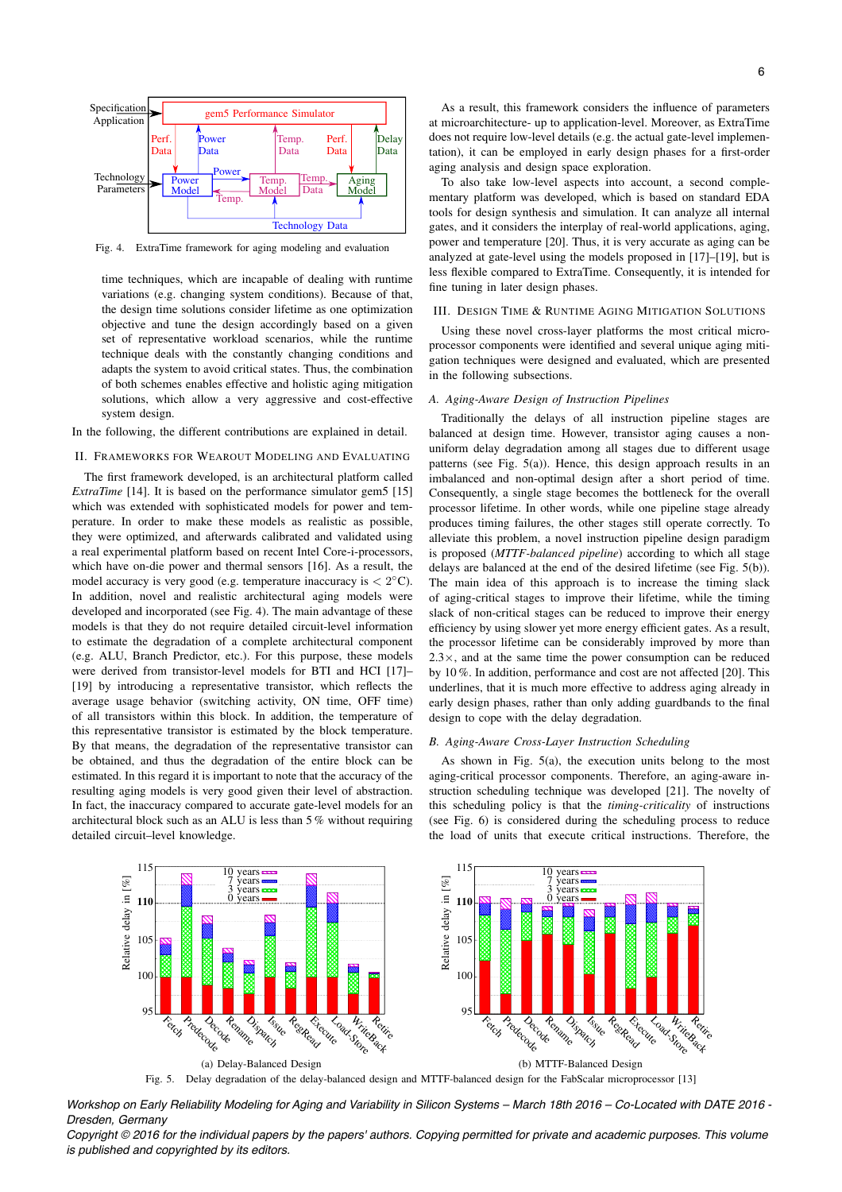Fig. 4. ExtraTime framework for aging modeling and evaluation

time techniques, which are incapable of dealing with runtime variations (e.g. changing system conditions). Because of that, the design time solutions consider lifetime as one optimization objective and tune the design accordingly based on a given set of representative workload scenarios, while the runtime technique deals with the constantly changing conditions and adapts the system to avoid critical states. Thus, the combination of both schemes enables effective and holistic aging mitigation solutions, which allow a very aggressive and cost-effective system design.

In the following, the different contributions are explained in detail.

## II. Frameworks for Wearout Modeling and Evaluating

The first framework developed, is an architectural platform called *ExtraTime* [14]. It is based on the performance simulator gem5 [15] which was extended with sophisticated models for power and temperature. In order to make these models as realistic as possible, they were optimized, and afterwards calibrated and validated using a real experimental platform based on recent Intel Core-i-processors, which have on-die power and thermal sensors [16]. As a result, the model accuracy is very good (e.g. temperature inaccuracy is $< 2°$C). In addition, novel and realistic architectural aging models were developed and incorporated (see Fig. 4). The main advantage of these models is that they do not require detailed circuit-level information to estimate the degradation of a complete architectural component (e.g. ALU, Branch Predictor, etc.). For this purpose, these models were derived from transistor-level models for BTI and HCI [17]–[19] by introducing a representative transistor, which reflects the average usage behavior (switching activity, ON time, OFF time) of all transistors within this block. In addition, the temperature of this representative transistor is estimated by the block temperature. By that means, the degradation of the representative transistor can be obtained, and thus the degradation of the entire block can be estimated. In this regard it is important to note that the accuracy of the resulting aging models is very good given their level of abstraction. In fact, the inaccuracy compared to accurate gate-level models for an architectural block such as an ALU is less than 5 % without requiring detailed circuit–level knowledge.

As a result, this framework considers the influence of parameters at microarchitecture- up to application-level. Moreover, as ExtraTime does not require low-level details (e.g. the actual gate-level implementation), it can be employed in early design phases for a first-order aging analysis and design space exploration.

To also take low-level aspects into account, a second complementary platform was developed, which is based on standard EDA tools for design synthesis and simulation. It can analyze all internal gates, and it considers the interplay of real-world applications, aging, power and temperature [20]. Thus, it is very accurate as aging can be analyzed at gate-level using the models proposed in [17]–[19], but is less flexible compared to ExtraTime. Consequently, it is intended for fine tuning in later design phases.

## III. Design Time & Runtime Aging Mitigation Solutions

Using these novel cross-layer platforms the most critical microprocessor components were identified and several unique aging mitigation techniques were designed and evaluated, which are presented in the following subsections.

### A. Aging-Aware Design of Instruction Pipelines

Traditionally the delays of all instruction pipeline stages are balanced at design time. However, transistor aging causes a non-uniform delay degradation among all stages due to different usage patterns (see Fig. 5(a)). Hence, this design approach results in an imbalanced and non-optimal design after a short period of time. Consequently, a single stage becomes the bottleneck for the overall processor lifetime. In other words, while one pipeline stage already produces timing failures, the other stages still operate correctly. To alleviate this problem, a novel instruction pipeline design paradigm is proposed (*MTTF-balanced pipeline*) according to which all stage delays are balanced at the end of the desired lifetime (see Fig. 5(b)). The main idea of this approach is to increase the timing slack of aging-critical stages to improve their lifetime, while the timing slack of non-critical stages can be reduced to improve their energy efficiency by using slower yet more energy efficient gates. As a result, the processor lifetime can be considerably improved by more than 2.3×, and at the same time the power consumption can be reduced by 10 %. In addition, performance and cost are not affected [20]. This underlines, that it is much more effective to address aging already in early design phases, rather than only adding guardbands to the final design to cope with the delay degradation.

### B. Aging-Aware Cross-Layer Instruction Scheduling

As shown in Fig. 5(a), the execution units belong to the most aging-critical processor components. Therefore, an aging-aware instruction scheduling technique was developed [21]. The novelty of this scheduling policy is that the *timing-criticality* of instructions (see Fig. 6) is considered during the scheduling process to reduce the load of units that execute critical instructions. Therefore, the

(a) Delay-Balanced Design

(b) MTTF-Balanced Design

Fig. 5. Delay degradation of the delay-balanced design and MTTF-balanced design for the FabScalar microprocessor [13]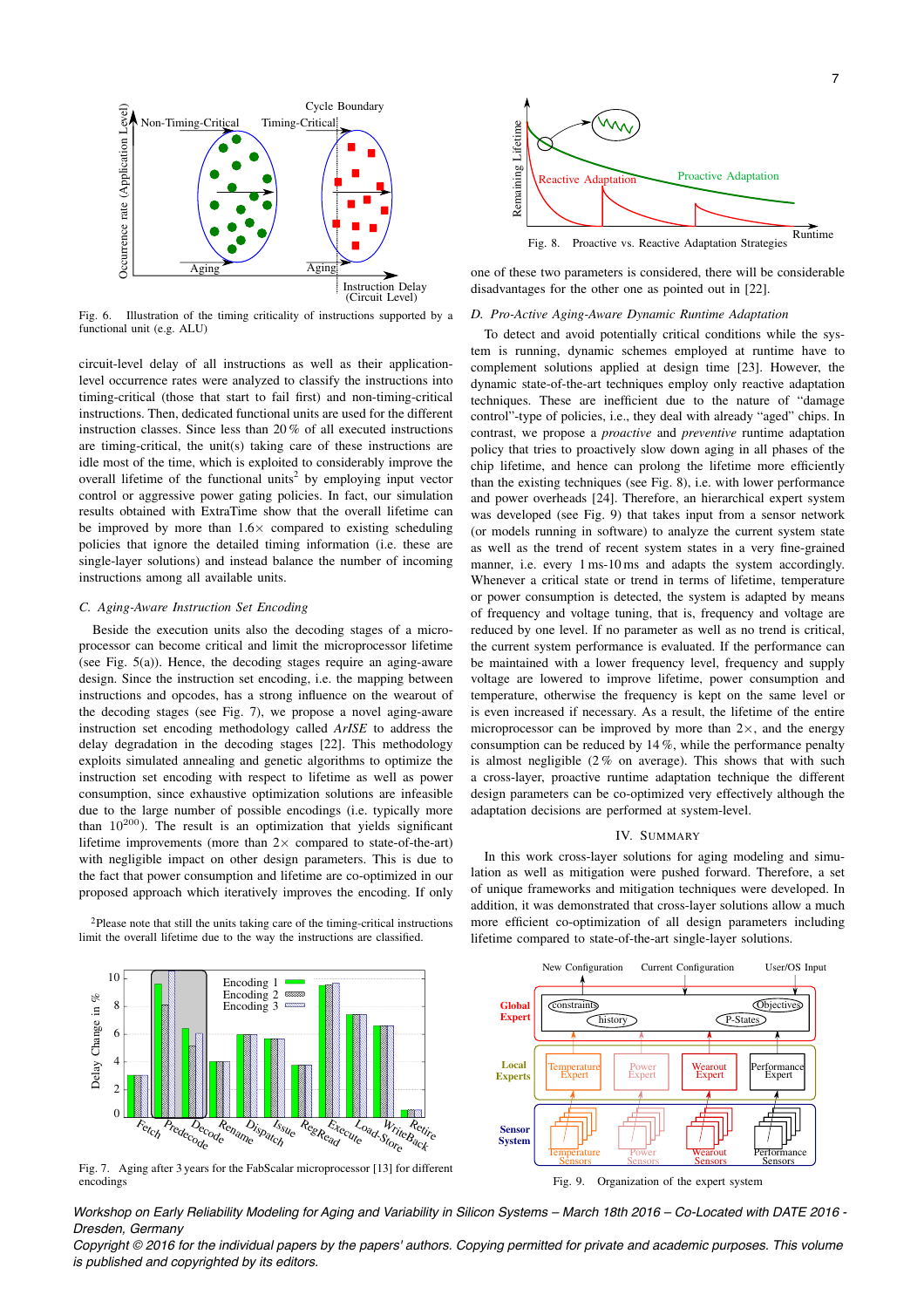Fig. 6. Illustration of the timing criticality of instructions supported by a functional unit (e.g. ALU)

circuit-level delay of all instructions as well as their application-level occurrence rates were analyzed to classify the instructions into timing-critical (those that start to fail first) and non-timing-critical instructions. Then, dedicated functional units are used for the different instruction classes. Since less than 20 % of all executed instructions are timing-critical, the unit(s) taking care of these instructions are idle most of the time, which is exploited to considerably improve the overall lifetime of the functional units[2] by employing input vector control or aggressive power gating policies. In fact, our simulation results obtained with ExtraTime show that the overall lifetime can be improved by more than 1.6× compared to existing scheduling policies that ignore the detailed timing information (i.e. these are single-layer solutions) and instead balance the number of incoming instructions among all available units.

### C. Aging-Aware Instruction Set Encoding

Beside the execution units also the decoding stages of a microprocessor can become critical and limit the microprocessor lifetime (see Fig. 5(a)). Hence, the decoding stages require an aging-aware design. Since the instruction set encoding, i.e. the mapping between instructions and opcodes, has a strong influence on the wearout of the decoding stages (see Fig. 7), we propose a novel aging-aware instruction set encoding methodology called *ArISE* to address the delay degradation in the decoding stages [22]. This methodology exploits simulated annealing and genetic algorithms to optimize the instruction set encoding with respect to lifetime as well as power consumption, since exhaustive optimization solutions are infeasible due to the large number of possible encodings (i.e. typically more than $10^{200}$). The result is an optimization that yields significant lifetime improvements (more than 2× compared to state-of-the-art) with negligible impact on other design parameters. This is due to the fact that power consumption and lifetime are co-optimized in our proposed approach which iteratively improves the encoding. If only

[2] Please note that still the units taking care of the timing-critical instructions limit the overall lifetime due to the way the instructions are classified.

Fig. 7. Aging after 3 years for the FabScalar microprocessor [13] for different encodings

Fig. 8. Proactive vs. Reactive Adaptation Strategies

one of these two parameters is considered, there will be considerable disadvantages for the other one as pointed out in [22].

### D. Pro-Active Aging-Aware Dynamic Runtime Adaptation

To detect and avoid potentially critical conditions while the system is running, dynamic schemes employed at runtime have to complement solutions applied at design time [23]. However, the dynamic state-of-the-art techniques employ only reactive adaptation techniques. These are inefficient due to the nature of "damage control"-type of policies, i.e., they deal with already "aged" chips. In contrast, we propose a *proactive* and *preventive* runtime adaptation policy that tries to proactively slow down aging in all phases of the chip lifetime, and hence can prolong the lifetime more efficiently than the existing techniques (see Fig. 8), i.e. with lower performance and power overheads [24]. Therefore, an hierarchical expert system was developed (see Fig. 9) that takes input from a sensor network (or models running in software) to analyze the current system state as well as the trend of recent system states in a very fine-grained manner, i.e. every 1 ms-10 ms and adapts the system accordingly. Whenever a critical state or trend in terms of lifetime, temperature or power consumption is detected, the system is adapted by means of frequency and voltage tuning, that is, frequency and voltage are reduced by one level. If no parameter as well as no trend is critical, the current system performance is evaluated. If the performance can be maintained with a lower frequency level, frequency and supply voltage are lowered to improve lifetime, power consumption and temperature, otherwise the frequency is kept on the same level or is even increased if necessary. As a result, the lifetime of the entire microprocessor can be improved by more than 2×, and the energy consumption can be reduced by 14 %, while the performance penalty is almost negligible (2 % on average). This shows that with such a cross-layer, proactive runtime adaptation technique the different design parameters can be co-optimized very effectively although the adaptation decisions are performed at system-level.

## IV. Summary

In this work cross-layer solutions for aging modeling and simulation as well as mitigation were pushed forward. Therefore, a set of unique frameworks and mitigation techniques were developed. In addition, it was demonstrated that cross-layer solutions allow a much more efficient co-optimization of all design parameters including lifetime compared to state-of-the-art single-layer solutions.

Fig. 9. Organization of the expert system

*Workshop on Early Reliability Modeling for Aging and Variability in Silicon Systems – March 18th 2016 – Co-Located with DATE 2016 - Dresden, Germany*
*Copyright © 2016 for the individual papers by the papers' authors. Copying permitted for private and academic purposes. This volume is published and copyrighted by its editors.*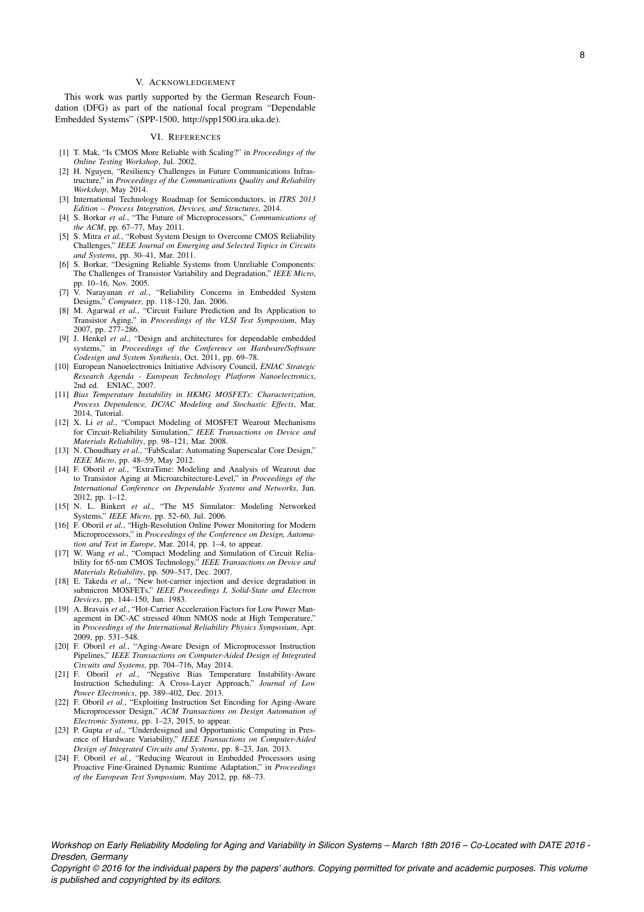## V. Acknowledgement

This work was partly supported by the German Research Foundation (DFG) as part of the national focal program "Dependable Embedded Systems" (SPP-1500, http://spp1500.ira.uka.de).

## VI. References

[1] T. Mak, "Is CMOS More Reliable with Scaling?" in *Proceedings of the Online Testing Workshop*, Jul. 2002.

[2] H. Nguyen, "Resiliency Challenges in Future Communications Infrastructure," in *Proceedings of the Communications Quality and Reliability Workshop*, May 2014.

[3] International Technology Roadmap for Semiconductors, in *ITRS 2013 Edition – Process Integration, Devices, and Structures*, 2014.

[4] S. Borkar *et al.*, "The Future of Microprocessors," *Communications of the ACM*, pp. 67–77, May 2011.

[5] S. Mitra *et al.*, "Robust System Design to Overcome CMOS Reliability Challenges," *IEEE Journal on Emerging and Selected Topics in Circuits and Systems*, pp. 30–41, Mar. 2011.

[6] S. Borkar, "Designing Reliable Systems from Unreliable Components: The Challenges of Transistor Variability and Degradation," *IEEE Micro*, pp. 10–16, Nov. 2005.

[7] V. Narayanan *et al.*, "Reliability Concerns in Embedded System Designs," *Computer*, pp. 118–120, Jan. 2006.

[8] M. Agarwal *et al.*, "Circuit Failure Prediction and Its Application to Transistor Aging," in *Proceedings of the VLSI Test Symposium*, May 2007, pp. 277–286.

[9] J. Henkel *et al.*, "Design and architectures for dependable embedded systems," in *Proceedings of the Conference on Hardware/Software Codesign and System Synthesis*, Oct. 2011, pp. 69–78.

[10] European Nanoelectronics Initiative Advisory Council, *ENIAC Strategic Research Agenda - European Technology Platform Nanoelectronics*, 2nd ed. ENIAC, 2007.

[11] *Bias Temperature Instability in HKMG MOSFETs: Characterization, Process Dependence, DC/AC Modeling and Stochastic Effects*, Mar. 2014, Tutorial.

[12] X. Li *et al.*, "Compact Modeling of MOSFET Wearout Mechanisms for Circuit-Reliability Simulation," *IEEE Transactions on Device and Materials Reliability*, pp. 98–121, Mar. 2008.

[13] N. Choudhary *et al.*, "FabScalar: Automating Superscalar Core Design," *IEEE Micro*, pp. 48–59, May 2012.

[14] F. Oboril *et al.*, "ExtraTime: Modeling and Analysis of Wearout due to Transistor Aging at Microarchitecture-Level," in *Proceedings of the International Conference on Dependable Systems and Networks*, Jun. 2012, pp. 1–12.

[15] N. L. Binkert *et al.*, "The M5 Simulator: Modeling Networked Systems," *IEEE Micro*, pp. 52–60, Jul. 2006.

[16] F. Oboril *et al.*, "High-Resolution Online Power Monitoring for Modern Microprocessors," in *Proceedings of the Conference on Design, Automation and Test in Europe*, Mar. 2014, pp. 1–4, to appear.

[17] W. Wang *et al.*, "Compact Modeling and Simulation of Circuit Reliability for 65-nm CMOS Technology," *IEEE Transactions on Device and Materials Reliability*, pp. 509–517, Dec. 2007.

[18] E. Takeda *et al.*, "New hot-carrier injection and device degradation in submicron MOSFETs," *IEEE Proceedings I, Solid-State and Electron Devices*, pp. 144–150, Jun. 1983.

[19] A. Bravaix *et al.*, "Hot-Carrier Acceleration Factors for Low Power Management in DC-AC stressed 40nm NMOS node at High Temperature," in *Proceedings of the International Reliability Physics Symposium*, Apr. 2009, pp. 531–548.

[20] F. Oboril *et al.*, "Aging-Aware Design of Microprocessor Instruction Pipelines," *IEEE Transactions on Computer-Aided Design of Integrated Circuits and Systems*, pp. 704–716, May 2014.

[21] F. Oboril *et al.*, "Negative Bias Temperature Instability-Aware Instruction Scheduling: A Cross-Layer Approach," *Journal of Low Power Electronics*, pp. 389–402, Dec. 2013.

[22] F. Oboril *et al.*, "Exploiting Instruction Set Encoding for Aging-Aware Microprocessor Design," *ACM Transactions on Design Automation of Electronic Systems*, pp. 1–23, 2015, to appear.

[23] P. Gupta *et al.*, "Underdesigned and Opportunistic Computing in Presence of Hardware Variability," *IEEE Transactions on Computer-Aided Design of Integrated Circuits and Systems*, pp. 8–23, Jan. 2013.

[24] F. Oboril *et al.*, "Reducing Wearout in Embedded Processors using Proactive Fine-Grained Dynamic Runtime Adaptation," in *Proceedings of the European Test Symposium*, May 2012, pp. 68–73.